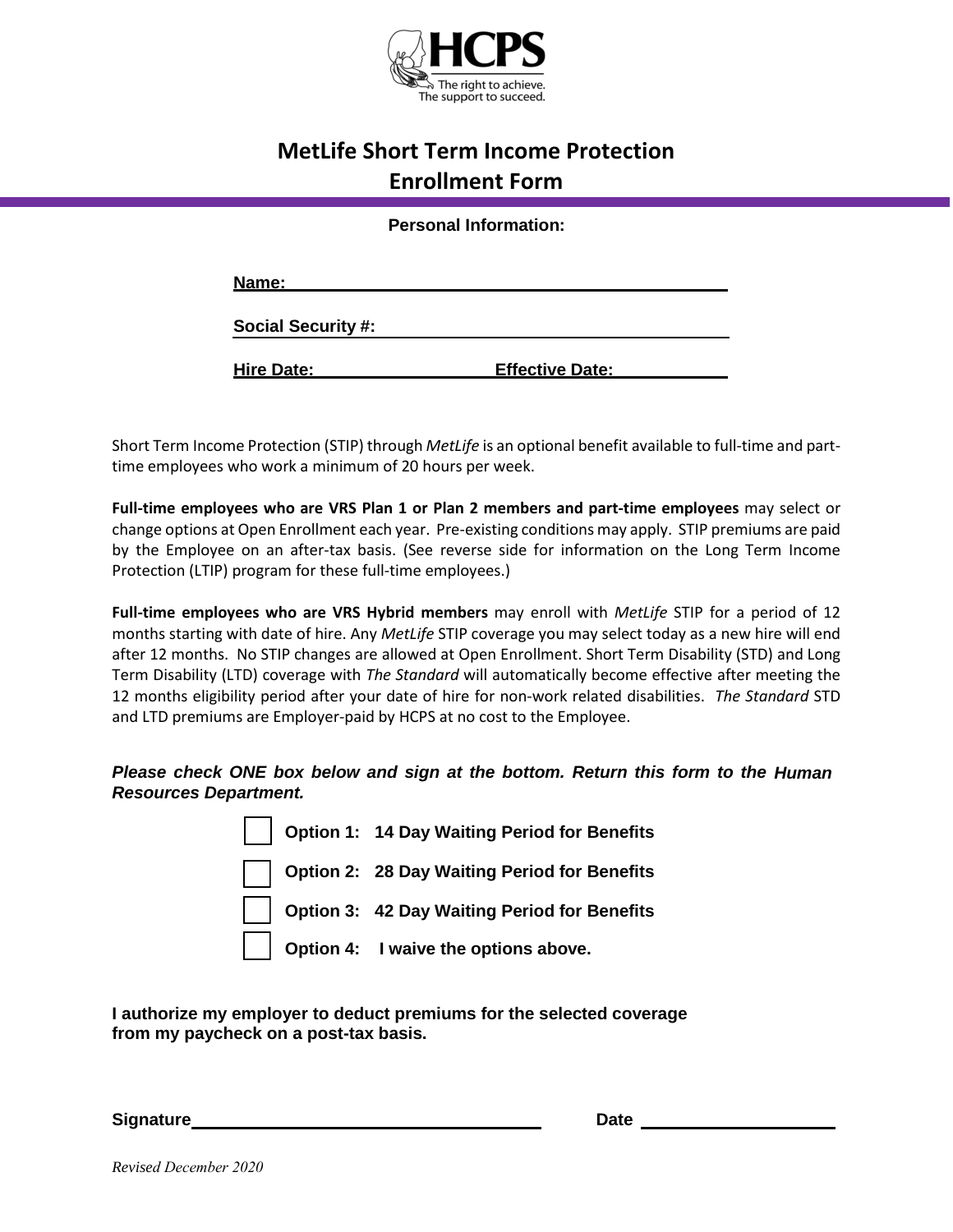HCPS

The right to achieve.
The support to succeed.

# MetLife Short Term Income Protection
# Enrollment Form

**Personal Information:**

**Name:** ______________________________________________

**Social Security #:** ______________________________________

**Hire Date:** __________________ **Effective Date:** ____________

Short Term Income Protection (STIP) through *MetLife* is an optional benefit available to full-time and part-time employees who work a minimum of 20 hours per week.

**Full-time employees who are VRS Plan 1 or Plan 2 members and part-time employees** may select or change options at Open Enrollment each year. Pre-existing conditions may apply. STIP premiums are paid by the Employee on an after-tax basis. (See reverse side for information on the Long Term Income Protection (LTIP) program for these full-time employees.)

**Full-time employees who are VRS Hybrid members** may enroll with *MetLife* STIP for a period of 12 months starting with date of hire. Any *MetLife* STIP coverage you may select today as a new hire will end after 12 months. No STIP changes are allowed at Open Enrollment. Short Term Disability (STD) and Long Term Disability (LTD) coverage with *The Standard* will automatically become effective after meeting the 12 months eligibility period after your date of hire for non-work related disabilities. *The Standard* STD and LTD premiums are Employer-paid by HCPS at no cost to the Employee.

***Please check ONE box below and sign at the bottom. Return this form to the Human Resources Department.***

- ☐ **Option 1: 14 Day Waiting Period for Benefits**
- ☐ **Option 2: 28 Day Waiting Period for Benefits**
- ☐ **Option 3: 42 Day Waiting Period for Benefits**
- ☐ **Option 4: I waive the options above.**

**I authorize my employer to deduct premiums for the selected coverage from my paycheck on a post-tax basis.**

**Signature** ____________________________________ **Date** ____________________

*Revised December 2020*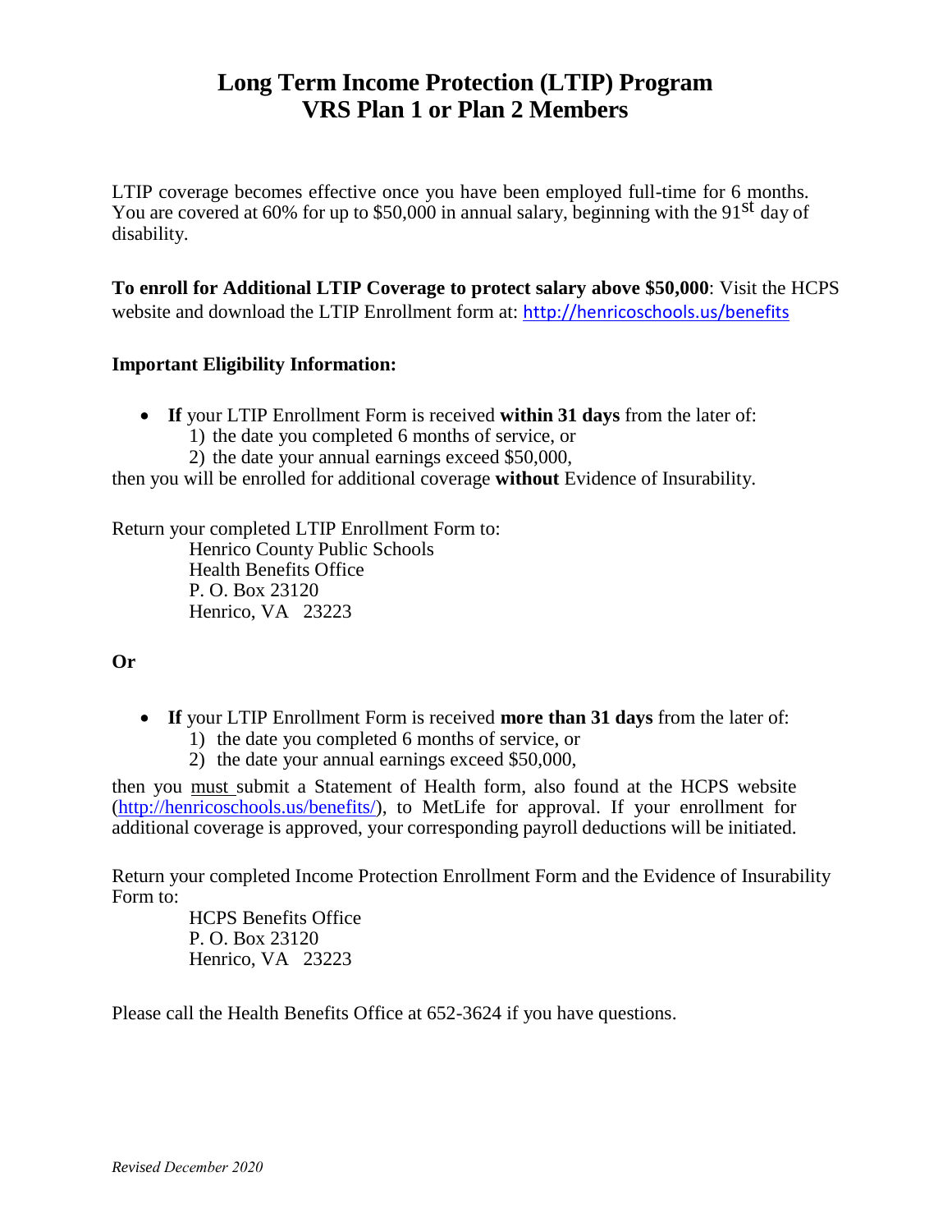# Long Term Income Protection (LTIP) Program
# VRS Plan 1 or Plan 2 Members

LTIP coverage becomes effective once you have been employed full-time for 6 months. You are covered at 60% for up to $50,000 in annual salary, beginning with the 91st day of disability.

**To enroll for Additional LTIP Coverage to protect salary above $50,000**: Visit the HCPS website and download the LTIP Enrollment form at: http://henricoschools.us/benefits

**Important Eligibility Information:**

- **If** your LTIP Enrollment Form is received **within 31 days** from the later of:
  1) the date you completed 6 months of service, or
  2) the date your annual earnings exceed $50,000,

then you will be enrolled for additional coverage **without** Evidence of Insurability.

Return your completed LTIP Enrollment Form to:

Henrico County Public Schools
Health Benefits Office
P. O. Box 23120
Henrico, VA 23223

**Or**

- **If** your LTIP Enrollment Form is received **more than 31 days** from the later of:
  1) the date you completed 6 months of service, or
  2) the date your annual earnings exceed $50,000,

then you must submit a Statement of Health form, also found at the HCPS website (http://henricoschools.us/benefits/), to MetLife for approval. If your enrollment for additional coverage is approved, your corresponding payroll deductions will be initiated.

Return your completed Income Protection Enrollment Form and the Evidence of Insurability Form to:

HCPS Benefits Office
P. O. Box 23120
Henrico, VA 23223

Please call the Health Benefits Office at 652-3624 if you have questions.

*Revised December 2020*